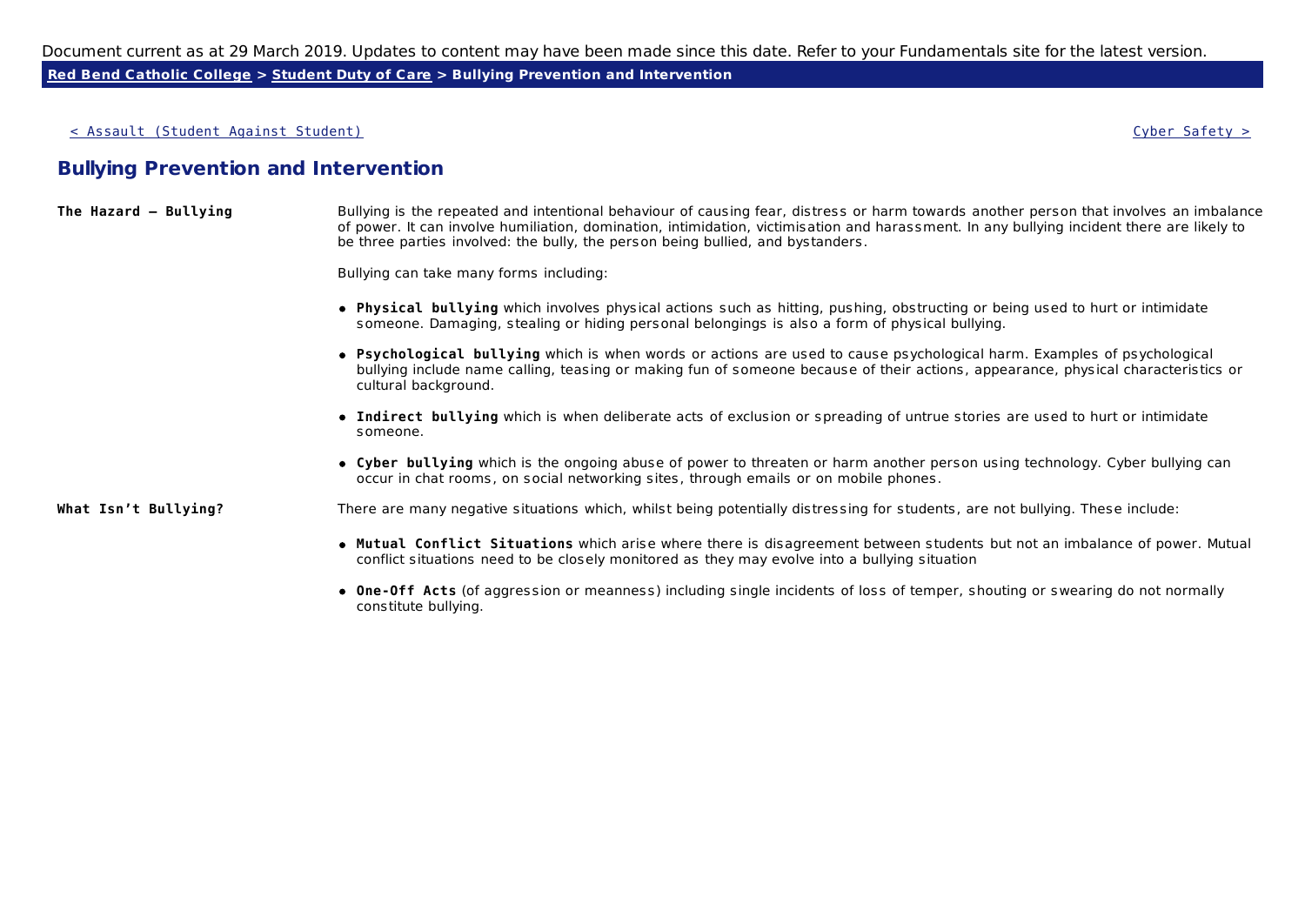Document current as at 29 March 2019. Updates to content may have been made since this date. Refer to your Fundamentals site for the latest version.

**Red Bend Catholic College > Student Duty of Care > Bullying Prevention and Intervention**

< Assault (Student Against Student) | Cyber Safety >

# Bullying Prevention and Intervention

**The Hazard – Bullying**

Bullying is the repeated and intentional behaviour of causing fear, distress or harm towards another person that involves an imbalance of power. It can involve humiliation, domination, intimidation, victimisation and harassment. In any bullying incident there are likely to be three parties involved: the bully, the person being bullied, and bystanders.

Bullying can take many forms including:

- **Physical bullying** which involves physical actions such as hitting, pushing, obstructing or being used to hurt or intimidate someone. Damaging, stealing or hiding personal belongings is also a form of physical bullying.
- **Psychological bullying** which is when words or actions are used to cause psychological harm. Examples of psychological bullying include name calling, teasing or making fun of someone because of their actions, appearance, physical characteristics or cultural background.
- **Indirect bullying** which is when deliberate acts of exclusion or spreading of untrue stories are used to hurt or intimidate someone.
- **Cyber bullying** which is the ongoing abuse of power to threaten or harm another person using technology. Cyber bullying can occur in chat rooms, on social networking sites, through emails or on mobile phones.

**What Isn't Bullying?**

There are many negative situations which, whilst being potentially distressing for students, are not bullying. These include:

- **Mutual Conflict Situations** which arise where there is disagreement between students but not an imbalance of power. Mutual conflict situations need to be closely monitored as they may evolve into a bullying situation
- **One-Off Acts** (of aggression or meanness) including single incidents of loss of temper, shouting or swearing do not normally constitute bullying.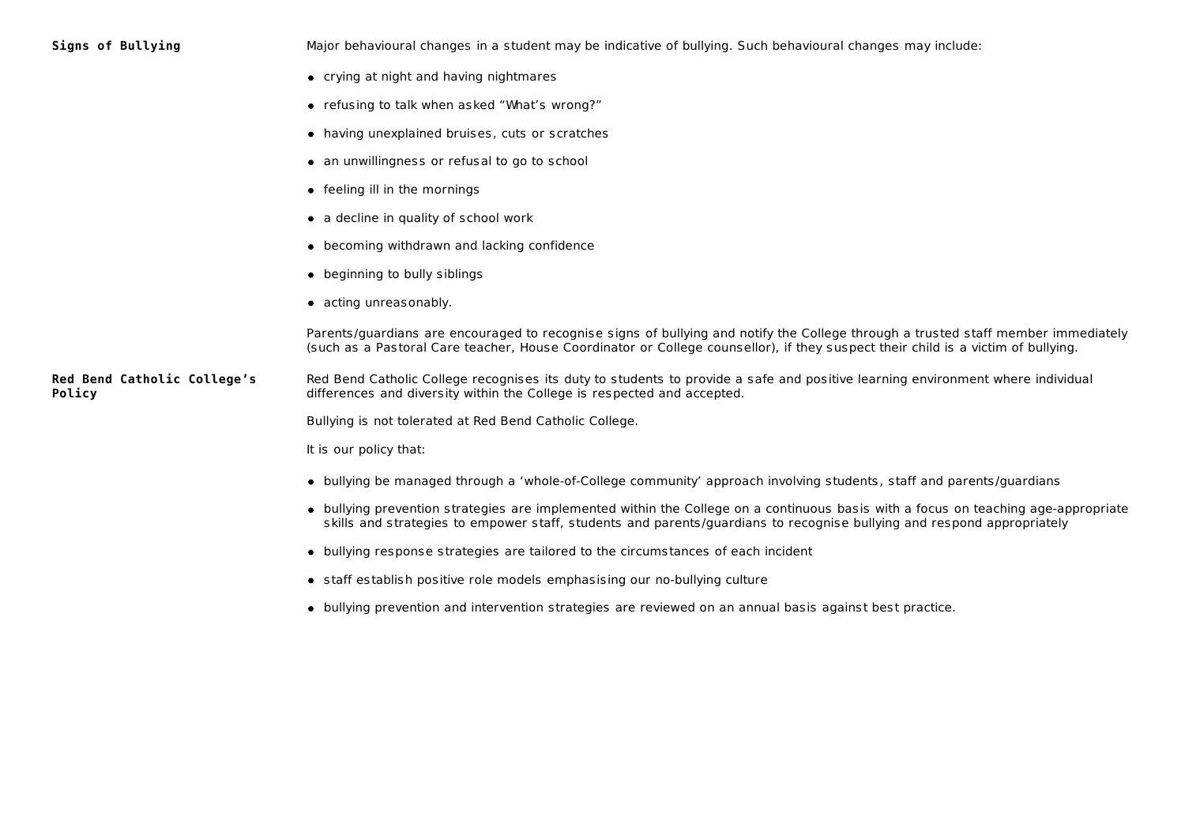## Signs of Bullying

Major behavioural changes in a student may be indicative of bullying. Such behavioural changes may include:

- crying at night and having nightmares
- refusing to talk when asked “What’s wrong?”
- having unexplained bruises, cuts or scratches
- an unwillingness or refusal to go to school
- feeling ill in the mornings
- a decline in quality of school work
- becoming withdrawn and lacking confidence
- beginning to bully siblings
- acting unreasonably.

Parents/guardians are encouraged to recognise signs of bullying and notify the College through a trusted staff member immediately (such as a Pastoral Care teacher, House Coordinator or College counsellor), if they suspect their child is a victim of bullying.

## Red Bend Catholic College’s Policy

Red Bend Catholic College recognises its duty to students to provide a safe and positive learning environment where individual differences and diversity within the College is respected and accepted.

Bullying is not tolerated at Red Bend Catholic College.

It is our policy that:

- bullying be managed through a ‘whole-of-College community’ approach involving students, staff and parents/guardians
- bullying prevention strategies are implemented within the College on a continuous basis with a focus on teaching age-appropriate skills and strategies to empower staff, students and parents/guardians to recognise bullying and respond appropriately
- bullying response strategies are tailored to the circumstances of each incident
- staff establish positive role models emphasising our no-bullying culture
- bullying prevention and intervention strategies are reviewed on an annual basis against best practice.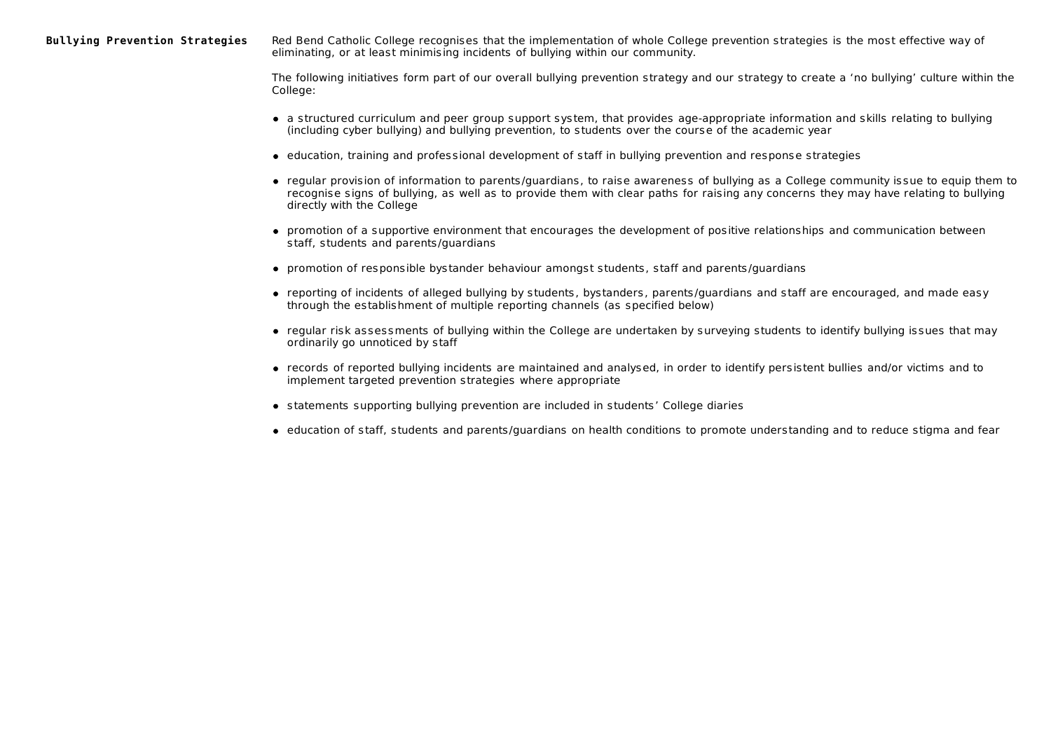## Bullying Prevention Strategies

Red Bend Catholic College recognises that the implementation of whole College prevention strategies is the most effective way of eliminating, or at least minimising incidents of bullying within our community.

The following initiatives form part of our overall bullying prevention strategy and our strategy to create a ‘no bullying’ culture within the College:

- a structured curriculum and peer group support system, that provides age-appropriate information and skills relating to bullying (including cyber bullying) and bullying prevention, to students over the course of the academic year
- education, training and professional development of staff in bullying prevention and response strategies
- regular provision of information to parents/guardians, to raise awareness of bullying as a College community issue to equip them to recognise signs of bullying, as well as to provide them with clear paths for raising any concerns they may have relating to bullying directly with the College
- promotion of a supportive environment that encourages the development of positive relationships and communication between staff, students and parents/guardians
- promotion of responsible bystander behaviour amongst students, staff and parents/guardians
- reporting of incidents of alleged bullying by students, bystanders, parents/guardians and staff are encouraged, and made easy through the establishment of multiple reporting channels (as specified below)
- regular risk assessments of bullying within the College are undertaken by surveying students to identify bullying issues that may ordinarily go unnoticed by staff
- records of reported bullying incidents are maintained and analysed, in order to identify persistent bullies and/or victims and to implement targeted prevention strategies where appropriate
- statements supporting bullying prevention are included in students’ College diaries
- education of staff, students and parents/guardians on health conditions to promote understanding and to reduce stigma and fear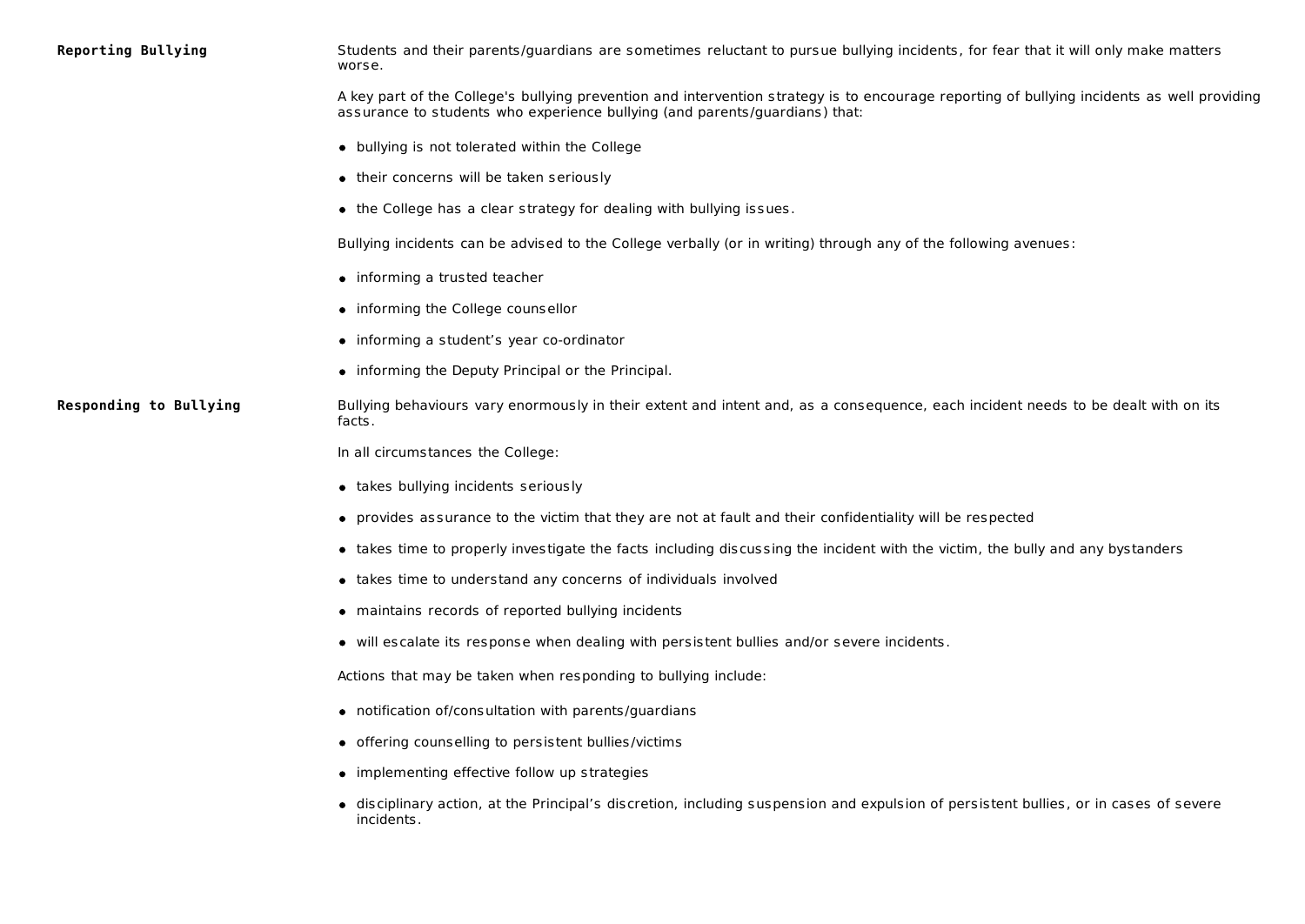## Reporting Bullying

Students and their parents/guardians are sometimes reluctant to pursue bullying incidents, for fear that it will only make matters worse.

A key part of the College's bullying prevention and intervention strategy is to encourage reporting of bullying incidents as well providing assurance to students who experience bullying (and parents/guardians) that:

- bullying is not tolerated within the College
- their concerns will be taken seriously
- the College has a clear strategy for dealing with bullying issues.

Bullying incidents can be advised to the College verbally (or in writing) through any of the following avenues:

- informing a trusted teacher
- informing the College counsellor
- informing a student's year co-ordinator
- informing the Deputy Principal or the Principal.

## Responding to Bullying

Bullying behaviours vary enormously in their extent and intent and, as a consequence, each incident needs to be dealt with on its facts.

In all circumstances the College:

- takes bullying incidents seriously
- provides assurance to the victim that they are not at fault and their confidentiality will be respected
- takes time to properly investigate the facts including discussing the incident with the victim, the bully and any bystanders
- takes time to understand any concerns of individuals involved
- maintains records of reported bullying incidents
- will escalate its response when dealing with persistent bullies and/or severe incidents.

Actions that may be taken when responding to bullying include:

- notification of/consultation with parents/guardians
- offering counselling to persistent bullies/victims
- implementing effective follow up strategies
- disciplinary action, at the Principal's discretion, including suspension and expulsion of persistent bullies, or in cases of severe incidents.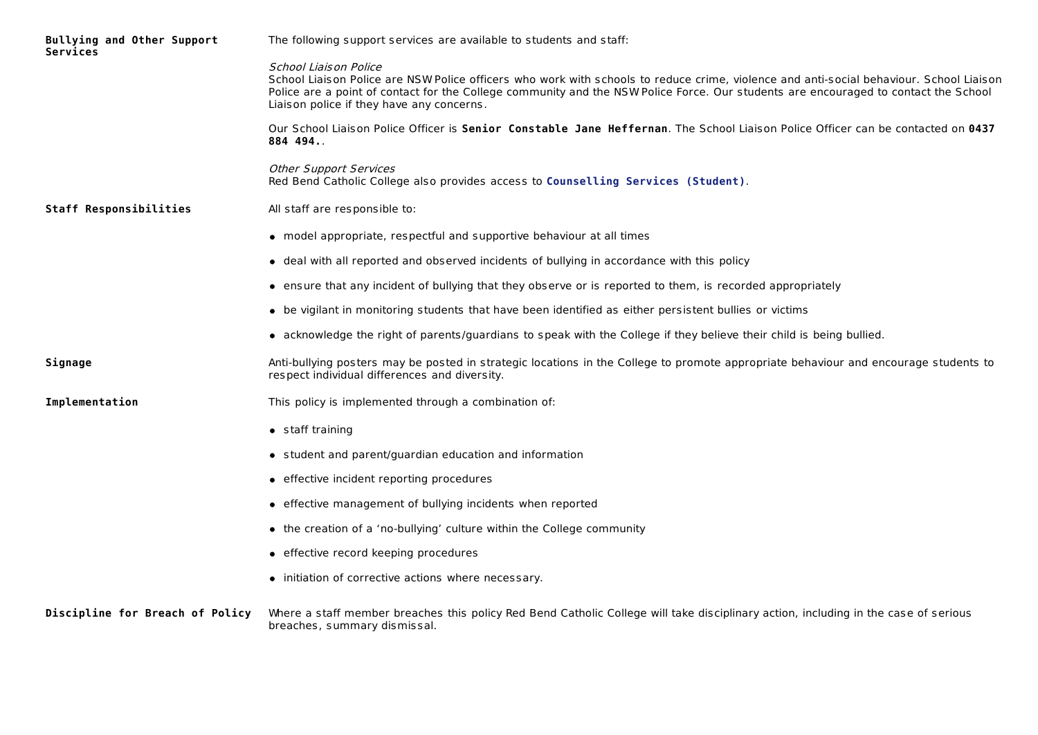## Bullying and Other Support Services

The following support services are available to students and staff:

*School Liaison Police*
School Liaison Police are NSW Police officers who work with schools to reduce crime, violence and anti-social behaviour. School Liaison Police are a point of contact for the College community and the NSW Police Force. Our students are encouraged to contact the School Liaison police if they have any concerns.

Our School Liaison Police Officer is **Senior Constable Jane Heffernan**. The School Liaison Police Officer can be contacted on **0437 884 494.**.

*Other Support Services*
Red Bend Catholic College also provides access to **Counselling Services (Student)**.

## Staff Responsibilities

All staff are responsible to:

- model appropriate, respectful and supportive behaviour at all times
- deal with all reported and observed incidents of bullying in accordance with this policy
- ensure that any incident of bullying that they observe or is reported to them, is recorded appropriately
- be vigilant in monitoring students that have been identified as either persistent bullies or victims
- acknowledge the right of parents/guardians to speak with the College if they believe their child is being bullied.

## Signage

Anti-bullying posters may be posted in strategic locations in the College to promote appropriate behaviour and encourage students to respect individual differences and diversity.

## Implementation

This policy is implemented through a combination of:

- staff training
- student and parent/guardian education and information
- effective incident reporting procedures
- effective management of bullying incidents when reported
- the creation of a 'no-bullying' culture within the College community
- effective record keeping procedures
- initiation of corrective actions where necessary.

## Discipline for Breach of Policy

Where a staff member breaches this policy Red Bend Catholic College will take disciplinary action, including in the case of serious breaches, summary dismissal.